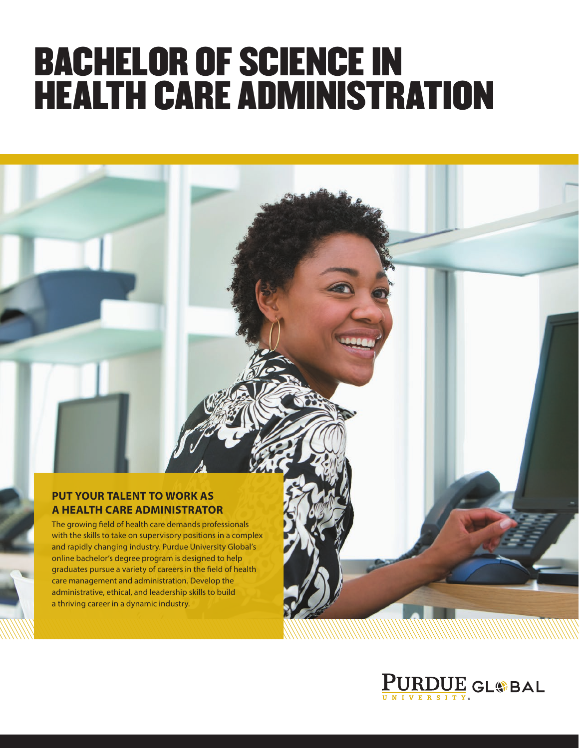# BACHELOR OF SCIENCE IN HEALTH CARE ADMINISTRATION

## PUT YOUR TALENT TO WORK AS A HEALTH CARE ADMINISTRATOR

The growing field of health care demands professionals with the skills to take on supervisory positions in a complex and rapidly changing industry. Purdue University Global's online bachelor's degree program is designed to help graduates pursue a variety of careers in the field of health care management and administration. Develop the administrative, ethical, and leadership skills to build a thriving career in a dynamic industry.

PURDUE UNIVERSITY GLOBAL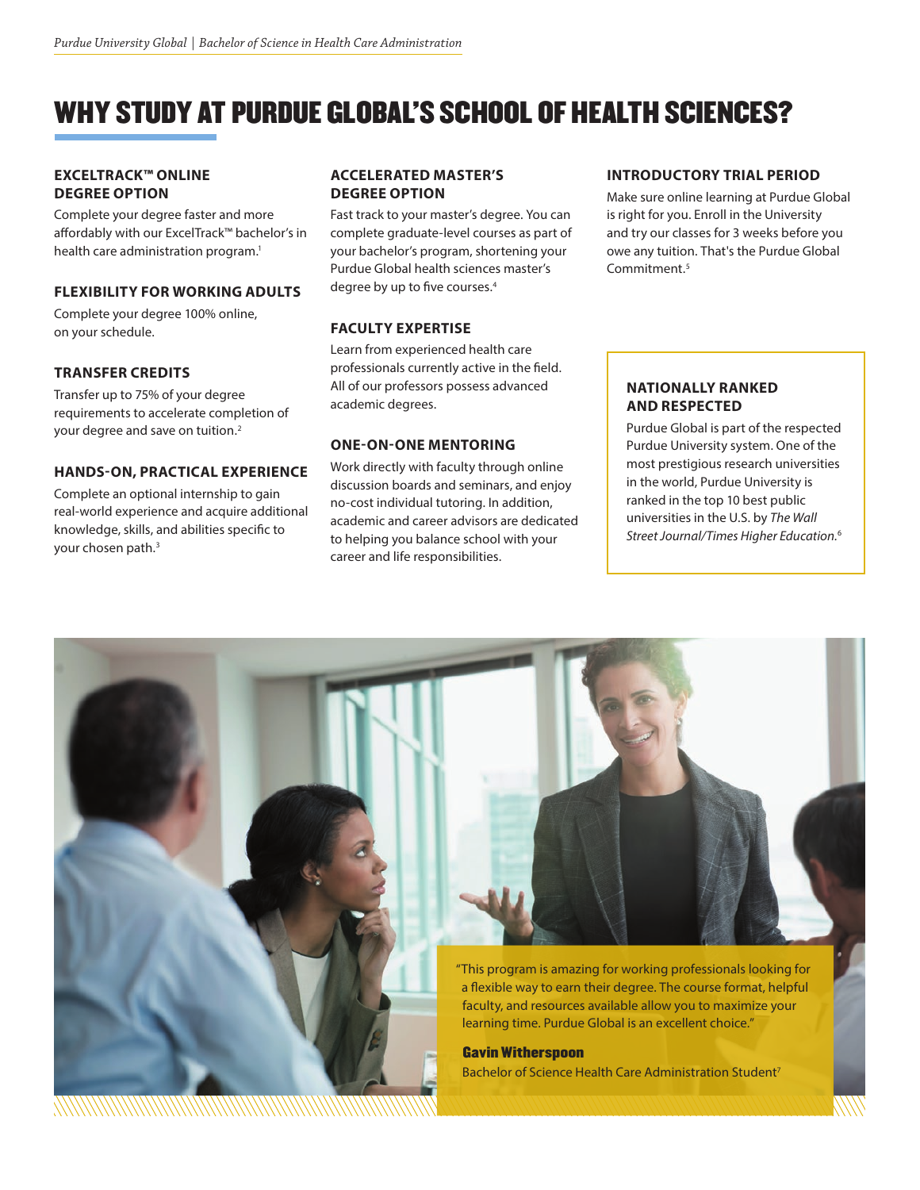# WHY STUDY AT PURDUE GLOBAL'S SCHOOL OF HEALTH SCIENCES?

### EXCELTRACK™ ONLINE DEGREE OPTION

Complete your degree faster and more affordably with our ExcelTrack™ bachelor's in health care administration program.[1]

### FLEXIBILITY FOR WORKING ADULTS

Complete your degree 100% online, on your schedule.

### TRANSFER CREDITS

Transfer up to 75% of your degree requirements to accelerate completion of your degree and save on tuition.[2]

### HANDS-ON, PRACTICAL EXPERIENCE

Complete an optional internship to gain real-world experience and acquire additional knowledge, skills, and abilities specific to your chosen path.[3]

### ACCELERATED MASTER'S DEGREE OPTION

Fast track to your master's degree. You can complete graduate-level courses as part of your bachelor's program, shortening your Purdue Global health sciences master's degree by up to five courses.[4]

### FACULTY EXPERTISE

Learn from experienced health care professionals currently active in the field. All of our professors possess advanced academic degrees.

### ONE-ON-ONE MENTORING

Work directly with faculty through online discussion boards and seminars, and enjoy no-cost individual tutoring. In addition, academic and career advisors are dedicated to helping you balance school with your career and life responsibilities.

### INTRODUCTORY TRIAL PERIOD

Make sure online learning at Purdue Global is right for you. Enroll in the University and try our classes for 3 weeks before you owe any tuition. That's the Purdue Global Commitment.[5]

### NATIONALLY RANKED AND RESPECTED

Purdue Global is part of the respected Purdue University system. One of the most prestigious research universities in the world, Purdue University is ranked in the top 10 best public universities in the U.S. by *The Wall Street Journal/Times Higher Education*.[6]

"This program is amazing for working professionals looking for a flexible way to earn their degree. The course format, helpful faculty, and resources available allow you to maximize your learning time. Purdue Global is an excellent choice."

**Gavin Witherspoon**
Bachelor of Science Health Care Administration Student[7]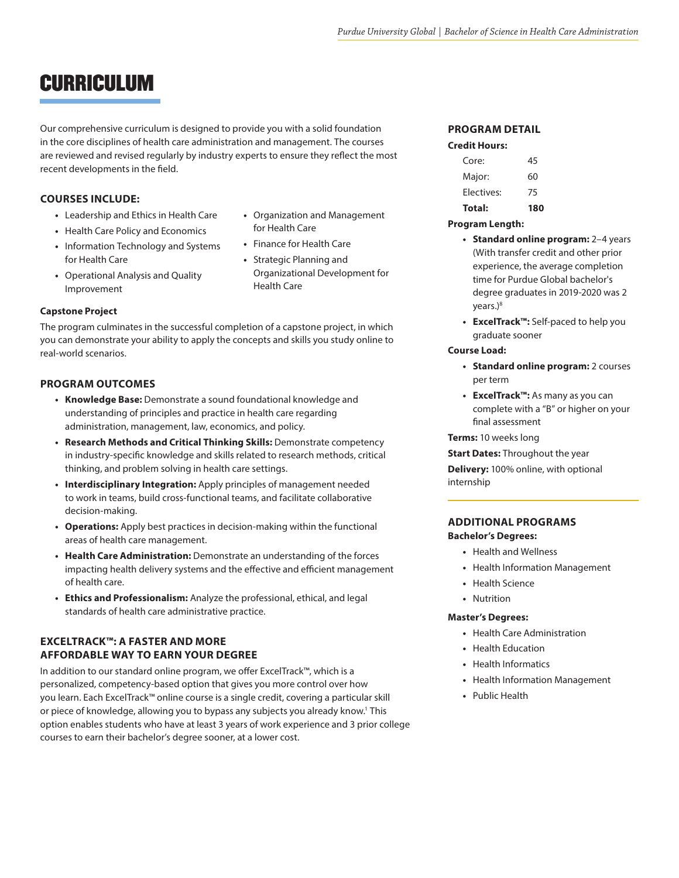# CURRICULUM

Our comprehensive curriculum is designed to provide you with a solid foundation in the core disciplines of health care administration and management. The courses are reviewed and revised regularly by industry experts to ensure they reflect the most recent developments in the field.

## COURSES INCLUDE:

- Leadership and Ethics in Health Care
- Health Care Policy and Economics
- Information Technology and Systems for Health Care
- Operational Analysis and Quality Improvement
- Organization and Management for Health Care
- Finance for Health Care
- Strategic Planning and Organizational Development for Health Care

**Capstone Project**

The program culminates in the successful completion of a capstone project, in which you can demonstrate your ability to apply the concepts and skills you study online to real-world scenarios.

## PROGRAM OUTCOMES

- **Knowledge Base:** Demonstrate a sound foundational knowledge and understanding of principles and practice in health care regarding administration, management, law, economics, and policy.
- **Research Methods and Critical Thinking Skills:** Demonstrate competency in industry-specific knowledge and skills related to research methods, critical thinking, and problem solving in health care settings.
- **Interdisciplinary Integration:** Apply principles of management needed to work in teams, build cross-functional teams, and facilitate collaborative decision-making.
- **Operations:** Apply best practices in decision-making within the functional areas of health care management.
- **Health Care Administration:** Demonstrate an understanding of the forces impacting health delivery systems and the effective and efficient management of health care.
- **Ethics and Professionalism:** Analyze the professional, ethical, and legal standards of health care administrative practice.

## EXCELTRACK™: A FASTER AND MORE AFFORDABLE WAY TO EARN YOUR DEGREE

In addition to our standard online program, we offer ExcelTrack™, which is a personalized, competency-based option that gives you more control over how you learn. Each ExcelTrack™ online course is a single credit, covering a particular skill or piece of knowledge, allowing you to bypass any subjects you already know.[1] This option enables students who have at least 3 years of work experience and 3 prior college courses to earn their bachelor's degree sooner, at a lower cost.

## PROGRAM DETAIL

**Credit Hours:**

| | |
|---|---|
| Core: | 45 |
| Major: | 60 |
| Electives: | 75 |
| **Total:** | **180** |

**Program Length:**

- **Standard online program:** 2–4 years (With transfer credit and other prior experience, the average completion time for Purdue Global bachelor's degree graduates in 2019-2020 was 2 years.)[8]
- **ExcelTrack™:** Self-paced to help you graduate sooner

**Course Load:**

- **Standard online program:** 2 courses per term
- **ExcelTrack™:** As many as you can complete with a "B" or higher on your final assessment

**Terms:** 10 weeks long

**Start Dates:** Throughout the year

**Delivery:** 100% online, with optional internship

## ADDITIONAL PROGRAMS

**Bachelor's Degrees:**

- Health and Wellness
- Health Information Management
- Health Science
- Nutrition

**Master's Degrees:**

- Health Care Administration
- Health Education
- Health Informatics
- Health Information Management
- Public Health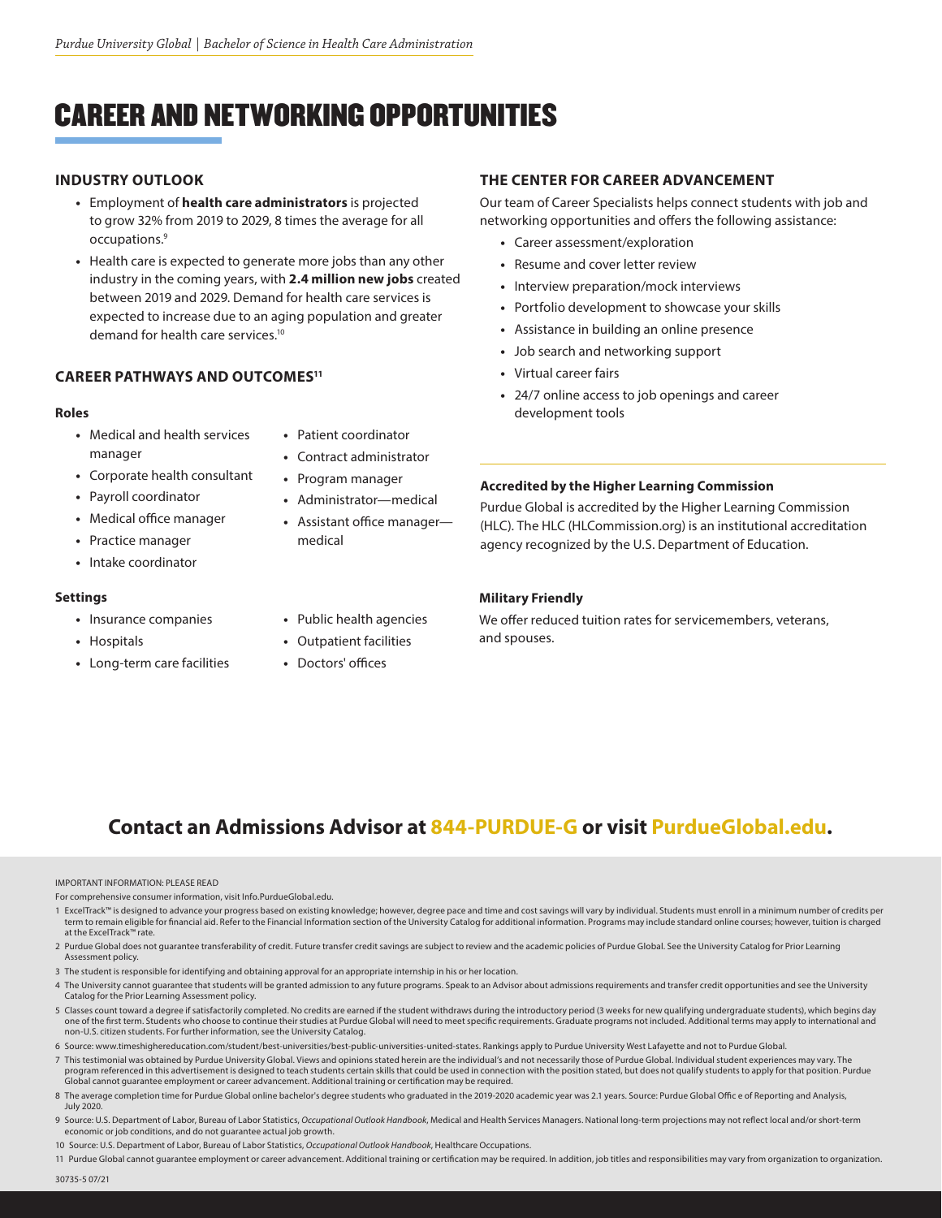# CAREER AND NETWORKING OPPORTUNITIES

## INDUSTRY OUTLOOK

- Employment of **health care administrators** is projected to grow 32% from 2019 to 2029, 8 times the average for all occupations.[9]
- Health care is expected to generate more jobs than any other industry in the coming years, with **2.4 million new jobs** created between 2019 and 2029. Demand for health care services is expected to increase due to an aging population and greater demand for health care services.[10]

## CAREER PATHWAYS AND OUTCOMES[11]

### Roles

- Medical and health services manager
- Corporate health consultant
- Payroll coordinator
- Medical office manager
- Practice manager
- Intake coordinator
- Patient coordinator
- Contract administrator
- Program manager
- Administrator—medical
- Assistant office manager—medical

### Settings

- Insurance companies
- Hospitals
- Long-term care facilities
- Public health agencies
- Outpatient facilities
- Doctors' offices

## THE CENTER FOR CAREER ADVANCEMENT

Our team of Career Specialists helps connect students with job and networking opportunities and offers the following assistance:

- Career assessment/exploration
- Resume and cover letter review
- Interview preparation/mock interviews
- Portfolio development to showcase your skills
- Assistance in building an online presence
- Job search and networking support
- Virtual career fairs
- 24/7 online access to job openings and career development tools

### Accredited by the Higher Learning Commission

Purdue Global is accredited by the Higher Learning Commission (HLC). The HLC (HLCommission.org) is an institutional accreditation agency recognized by the U.S. Department of Education.

### Military Friendly

We offer reduced tuition rates for servicemembers, veterans, and spouses.

**Contact an Admissions Advisor at 844-PURDUE-G or visit PurdueGlobal.edu.**

IMPORTANT INFORMATION: PLEASE READ

For comprehensive consumer information, visit Info.PurdueGlobal.edu.

1 ExcelTrack™ is designed to advance your progress based on existing knowledge; however, degree pace and time and cost savings will vary by individual. Students must enroll in a minimum number of credits per term to remain eligible for financial aid. Refer to the Financial Information section of the University Catalog for additional information. Programs may include standard online courses; however, tuition is charged at the ExcelTrack™ rate.

2 Purdue Global does not guarantee transferability of credit. Future transfer credit savings are subject to review and the academic policies of Purdue Global. See the University Catalog for Prior Learning Assessment policy.

3 The student is responsible for identifying and obtaining approval for an appropriate internship in his or her location.

4 The University cannot guarantee that students will be granted admission to any future programs. Speak to an Advisor about admissions requirements and transfer credit opportunities and see the University Catalog for the Prior Learning Assessment policy.

5 Classes count toward a degree if satisfactorily completed. No credits are earned if the student withdraws during the introductory period (3 weeks for new qualifying undergraduate students), which begins day one of the first term. Students who choose to continue their studies at Purdue Global will need to meet specific requirements. Graduate programs not included. Additional terms may apply to international and non-U.S. citizen students. For further information, see the University Catalog.

6 Source: www.timeshighereducation.com/student/best-universities/best-public-universities-united-states. Rankings apply to Purdue University West Lafayette and not to Purdue Global.

7 This testimonial was obtained by Purdue University Global. Views and opinions stated herein are the individual's and not necessarily those of Purdue Global. Individual student experiences may vary. The program referenced in this advertisement is designed to teach students certain skills that could be used in connection with the position stated, but does not qualify students to apply for that position. Purdue Global cannot guarantee employment or career advancement. Additional training or certification may be required.

8 The average completion time for Purdue Global online bachelor's degree students who graduated in the 2019-2020 academic year was 2.1 years. Source: Purdue Global Offic e of Reporting and Analysis, July 2020.

9 Source: U.S. Department of Labor, Bureau of Labor Statistics, *Occupational Outlook Handbook*, Medical and Health Services Managers. National long-term projections may not reflect local and/or short-term economic or job conditions, and do not guarantee actual job growth.

10 Source: U.S. Department of Labor, Bureau of Labor Statistics, *Occupational Outlook Handbook*, Healthcare Occupations.

11 Purdue Global cannot guarantee employment or career advancement. Additional training or certification may be required. In addition, job titles and responsibilities may vary from organization to organization.

30735-5 07/21